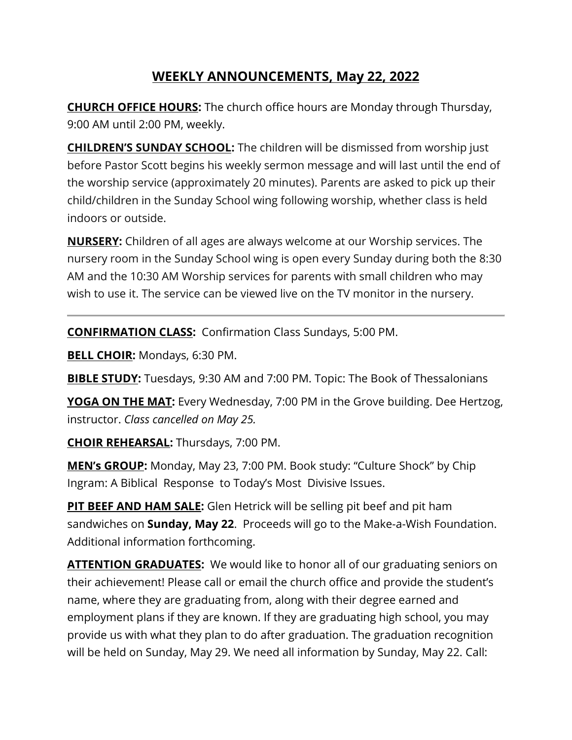# WEEKLY ANNOUNCEMENTS, May 22, 2022

**CHURCH OFFICE HOURS:** The church office hours are Monday through Thursday, 9:00 AM until 2:00 PM, weekly.

**CHILDREN'S SUNDAY SCHOOL:** The children will be dismissed from worship just before Pastor Scott begins his weekly sermon message and will last until the end of the worship service (approximately 20 minutes). Parents are asked to pick up their child/children in the Sunday School wing following worship, whether class is held indoors or outside.

**NURSERY:** Children of all ages are always welcome at our Worship services. The nursery room in the Sunday School wing is open every Sunday during both the 8:30 AM and the 10:30 AM Worship services for parents with small children who may wish to use it. The service can be viewed live on the TV monitor in the nursery.

---

**CONFIRMATION CLASS:** Confirmation Class Sundays, 5:00 PM.

**BELL CHOIR:** Mondays, 6:30 PM.

**BIBLE STUDY:** Tuesdays, 9:30 AM and 7:00 PM. Topic: The Book of Thessalonians

**YOGA ON THE MAT:** Every Wednesday, 7:00 PM in the Grove building. Dee Hertzog, instructor. *Class cancelled on May 25.*

**CHOIR REHEARSAL:** Thursdays, 7:00 PM.

**MEN's GROUP:** Monday, May 23, 7:00 PM. Book study: "Culture Shock" by Chip Ingram: A Biblical Response to Today's Most Divisive Issues.

**PIT BEEF AND HAM SALE:** Glen Hetrick will be selling pit beef and pit ham sandwiches on **Sunday, May 22**. Proceeds will go to the Make-a-Wish Foundation. Additional information forthcoming.

**ATTENTION GRADUATES:** We would like to honor all of our graduating seniors on their achievement! Please call or email the church office and provide the student's name, where they are graduating from, along with their degree earned and employment plans if they are known. If they are graduating high school, you may provide us with what they plan to do after graduation. The graduation recognition will be held on Sunday, May 29. We need all information by Sunday, May 22. Call: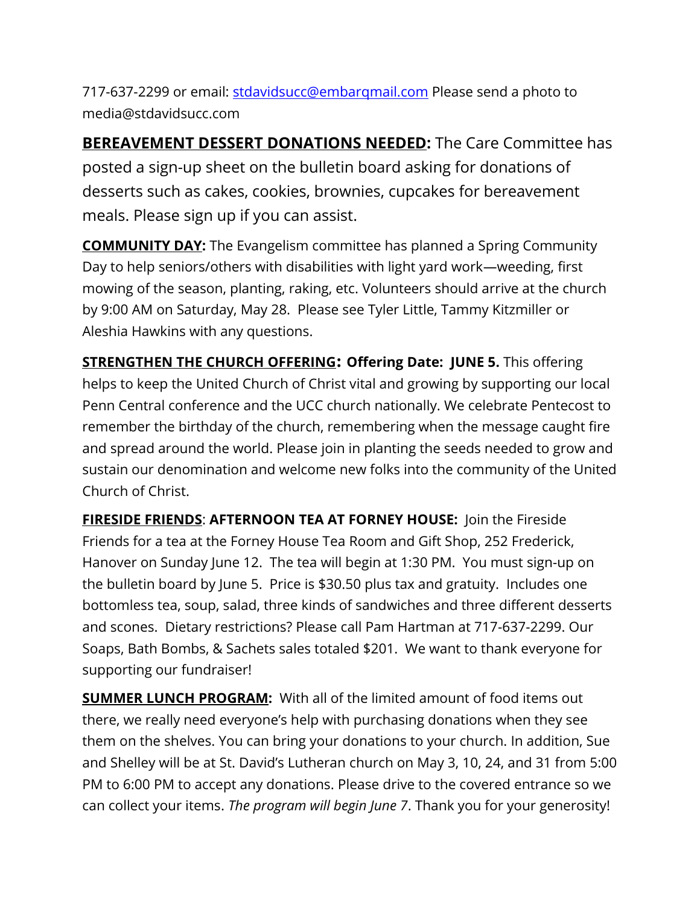717-637-2299 or email: [stdavidsucc@embarqmail.com](mailto:stdavidsucc@embarqmail.com) Please send a photo to media@stdavidsucc.com

**BEREAVEMENT DESSERT DONATIONS NEEDED:** The Care Committee has posted a sign-up sheet on the bulletin board asking for donations of desserts such as cakes, cookies, brownies, cupcakes for bereavement meals. Please sign up if you can assist.

**COMMUNITY DAY:** The Evangelism committee has planned a Spring Community Day to help seniors/others with disabilities with light yard work—weeding, first mowing of the season, planting, raking, etc. Volunteers should arrive at the church by 9:00 AM on Saturday, May 28. Please see Tyler Little, Tammy Kitzmiller or Aleshia Hawkins with any questions.

**STRENGTHEN THE CHURCH OFFERING: Offering Date: JUNE 5.** This offering helps to keep the United Church of Christ vital and growing by supporting our local Penn Central conference and the UCC church nationally. We celebrate Pentecost to remember the birthday of the church, remembering when the message caught fire and spread around the world. Please join in planting the seeds needed to grow and sustain our denomination and welcome new folks into the community of the United Church of Christ.

**FIRESIDE FRIENDS**: **AFTERNOON TEA AT FORNEY HOUSE:** Join the Fireside Friends for a tea at the Forney House Tea Room and Gift Shop, 252 Frederick, Hanover on Sunday June 12. The tea will begin at 1:30 PM. You must sign-up on the bulletin board by June 5. Price is $30.50 plus tax and gratuity. Includes one bottomless tea, soup, salad, three kinds of sandwiches and three different desserts and scones. Dietary restrictions? Please call Pam Hartman at 717-637-2299. Our Soaps, Bath Bombs, & Sachets sales totaled $201. We want to thank everyone for supporting our fundraiser!

**SUMMER LUNCH PROGRAM:** With all of the limited amount of food items out there, we really need everyone's help with purchasing donations when they see them on the shelves. You can bring your donations to your church. In addition, Sue and Shelley will be at St. David's Lutheran church on May 3, 10, 24, and 31 from 5:00 PM to 6:00 PM to accept any donations. Please drive to the covered entrance so we can collect your items. *The program will begin June 7*. Thank you for your generosity!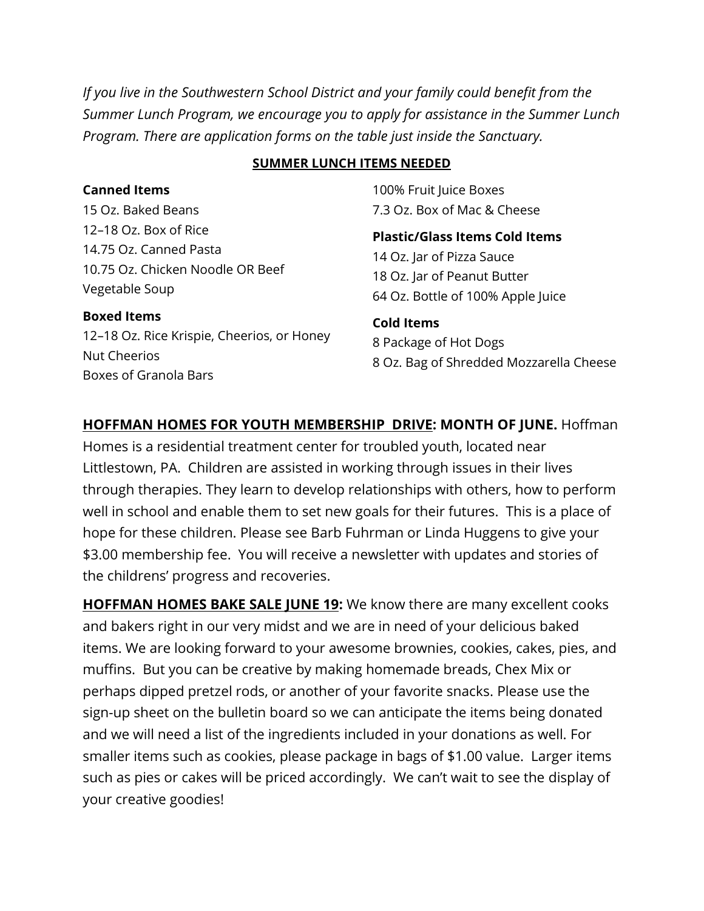*If you live in the Southwestern School District and your family could benefit from the Summer Lunch Program, we encourage you to apply for assistance in the Summer Lunch Program. There are application forms on the table just inside the Sanctuary.*

**SUMMER LUNCH ITEMS NEEDED**

**Canned Items**
15 Oz. Baked Beans
12–18 Oz. Box of Rice
14.75 Oz. Canned Pasta
10.75 Oz. Chicken Noodle OR Beef Vegetable Soup

**Boxed Items**
12–18 Oz. Rice Krispie, Cheerios, or Honey Nut Cheerios
Boxes of Granola Bars
100% Fruit Juice Boxes
7.3 Oz. Box of Mac & Cheese

**Plastic/Glass Items Cold Items**
14 Oz. Jar of Pizza Sauce
18 Oz. Jar of Peanut Butter
64 Oz. Bottle of 100% Apple Juice

**Cold Items**
8 Package of Hot Dogs
8 Oz. Bag of Shredded Mozzarella Cheese

**HOFFMAN HOMES FOR YOUTH MEMBERSHIP DRIVE: MONTH OF JUNE.** Hoffman Homes is a residential treatment center for troubled youth, located near Littlestown, PA. Children are assisted in working through issues in their lives through therapies. They learn to develop relationships with others, how to perform well in school and enable them to set new goals for their futures. This is a place of hope for these children. Please see Barb Fuhrman or Linda Huggens to give your $3.00 membership fee. You will receive a newsletter with updates and stories of the childrens' progress and recoveries.

**HOFFMAN HOMES BAKE SALE JUNE 19:** We know there are many excellent cooks and bakers right in our very midst and we are in need of your delicious baked items. We are looking forward to your awesome brownies, cookies, cakes, pies, and muffins. But you can be creative by making homemade breads, Chex Mix or perhaps dipped pretzel rods, or another of your favorite snacks. Please use the sign-up sheet on the bulletin board so we can anticipate the items being donated and we will need a list of the ingredients included in your donations as well. For smaller items such as cookies, please package in bags of $1.00 value. Larger items such as pies or cakes will be priced accordingly. We can't wait to see the display of your creative goodies!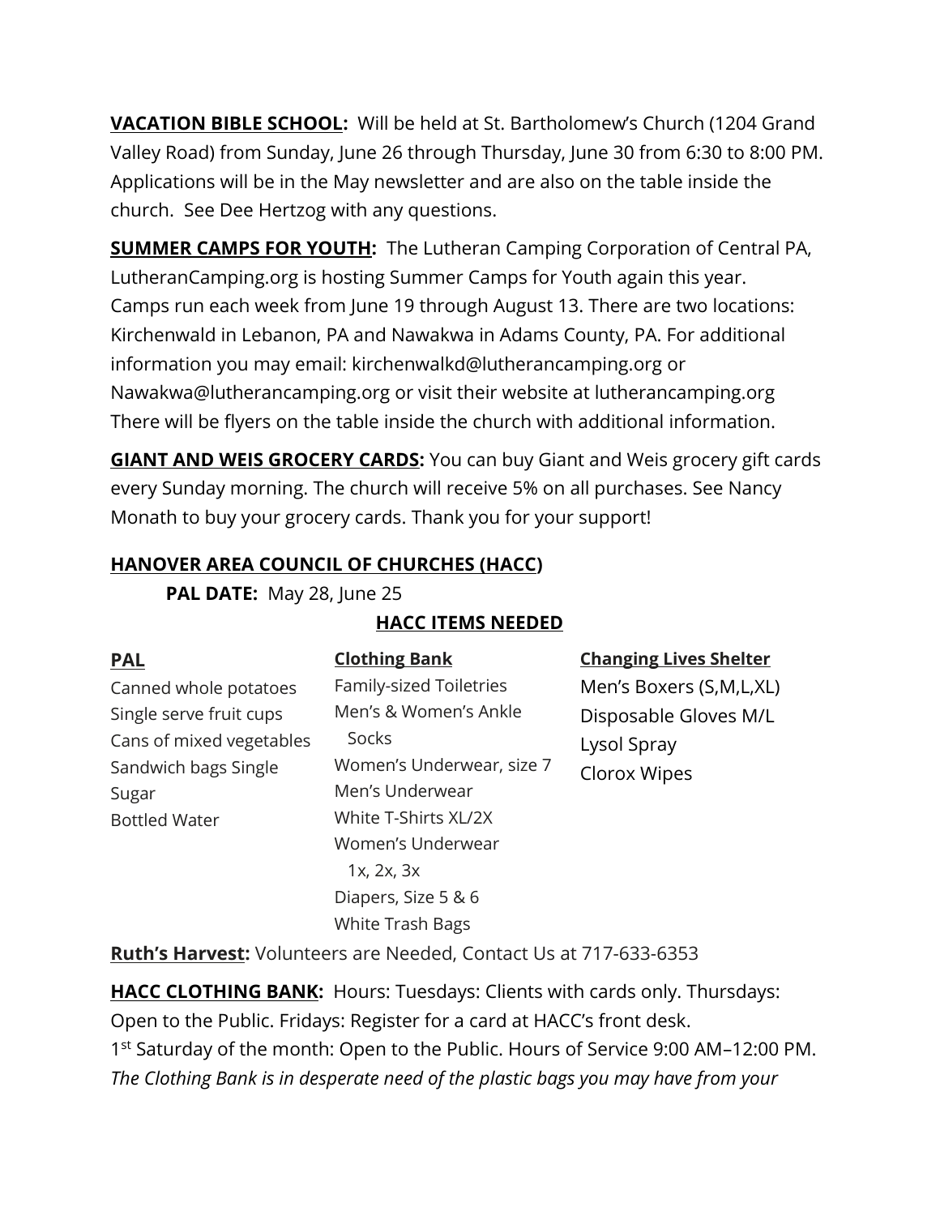**VACATION BIBLE SCHOOL:** Will be held at St. Bartholomew's Church (1204 Grand Valley Road) from Sunday, June 26 through Thursday, June 30 from 6:30 to 8:00 PM. Applications will be in the May newsletter and are also on the table inside the church. See Dee Hertzog with any questions.

**SUMMER CAMPS FOR YOUTH:** The Lutheran Camping Corporation of Central PA, LutheranCamping.org is hosting Summer Camps for Youth again this year. Camps run each week from June 19 through August 13. There are two locations: Kirchenwald in Lebanon, PA and Nawakwa in Adams County, PA. For additional information you may email: kirchenwalkd@lutherancamping.org or Nawakwa@lutherancamping.org or visit their website at lutherancamping.org There will be flyers on the table inside the church with additional information.

**GIANT AND WEIS GROCERY CARDS:** You can buy Giant and Weis grocery gift cards every Sunday morning. The church will receive 5% on all purchases. See Nancy Monath to buy your grocery cards. Thank you for your support!

**HANOVER AREA COUNCIL OF CHURCHES (HACC)**

**PAL DATE:** May 28, June 25

**HACC ITEMS NEEDED**

| PAL | Clothing Bank | Changing Lives Shelter |
|---|---|---|
| Canned whole potatoes | Family-sized Toiletries | Men's Boxers (S,M,L,XL) |
| Single serve fruit cups | Men's & Women's Ankle Socks | Disposable Gloves M/L |
| Cans of mixed vegetables | Women's Underwear, size 7 | Lysol Spray |
| Sandwich bags Single | Men's Underwear | Clorox Wipes |
| Sugar | White T-Shirts XL/2X | |
| Bottled Water | Women's Underwear 1x, 2x, 3x | |
| | Diapers, Size 5 & 6 | |
| | White Trash Bags | |

**Ruth's Harvest:** Volunteers are Needed, Contact Us at 717-633-6353

**HACC CLOTHING BANK:** Hours: Tuesdays: Clients with cards only. Thursdays: Open to the Public. Fridays: Register for a card at HACC's front desk. 1st Saturday of the month: Open to the Public. Hours of Service 9:00 AM–12:00 PM. *The Clothing Bank is in desperate need of the plastic bags you may have from your*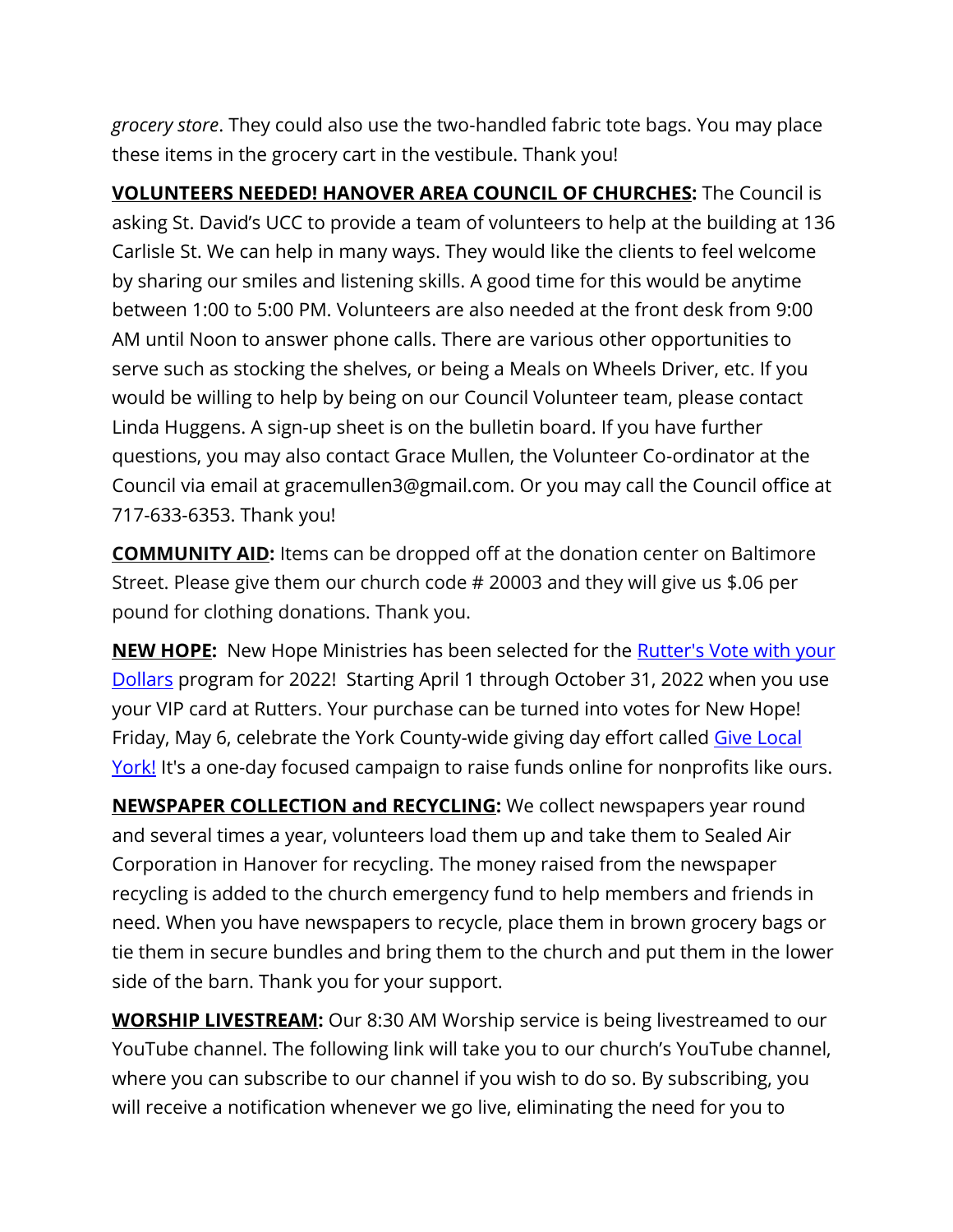*grocery store*. They could also use the two-handled fabric tote bags. You may place these items in the grocery cart in the vestibule. Thank you!

**VOLUNTEERS NEEDED! HANOVER AREA COUNCIL OF CHURCHES:** The Council is asking St. David's UCC to provide a team of volunteers to help at the building at 136 Carlisle St. We can help in many ways. They would like the clients to feel welcome by sharing our smiles and listening skills. A good time for this would be anytime between 1:00 to 5:00 PM. Volunteers are also needed at the front desk from 9:00 AM until Noon to answer phone calls. There are various other opportunities to serve such as stocking the shelves, or being a Meals on Wheels Driver, etc. If you would be willing to help by being on our Council Volunteer team, please contact Linda Huggens. A sign-up sheet is on the bulletin board. If you have further questions, you may also contact Grace Mullen, the Volunteer Co-ordinator at the Council via email at gracemullen3@gmail.com. Or you may call the Council office at 717-633-6353. Thank you!

**COMMUNITY AID:** Items can be dropped off at the donation center on Baltimore Street. Please give them our church code # 20003 and they will give us $.06 per pound for clothing donations. Thank you.

**NEW HOPE:** New Hope Ministries has been selected for the Rutter's Vote with your Dollars program for 2022! Starting April 1 through October 31, 2022 when you use your VIP card at Rutters. Your purchase can be turned into votes for New Hope! Friday, May 6, celebrate the York County-wide giving day effort called Give Local York! It's a one-day focused campaign to raise funds online for nonprofits like ours.

**NEWSPAPER COLLECTION and RECYCLING:** We collect newspapers year round and several times a year, volunteers load them up and take them to Sealed Air Corporation in Hanover for recycling. The money raised from the newspaper recycling is added to the church emergency fund to help members and friends in need. When you have newspapers to recycle, place them in brown grocery bags or tie them in secure bundles and bring them to the church and put them in the lower side of the barn. Thank you for your support.

**WORSHIP LIVESTREAM:** Our 8:30 AM Worship service is being livestreamed to our YouTube channel. The following link will take you to our church's YouTube channel, where you can subscribe to our channel if you wish to do so. By subscribing, you will receive a notification whenever we go live, eliminating the need for you to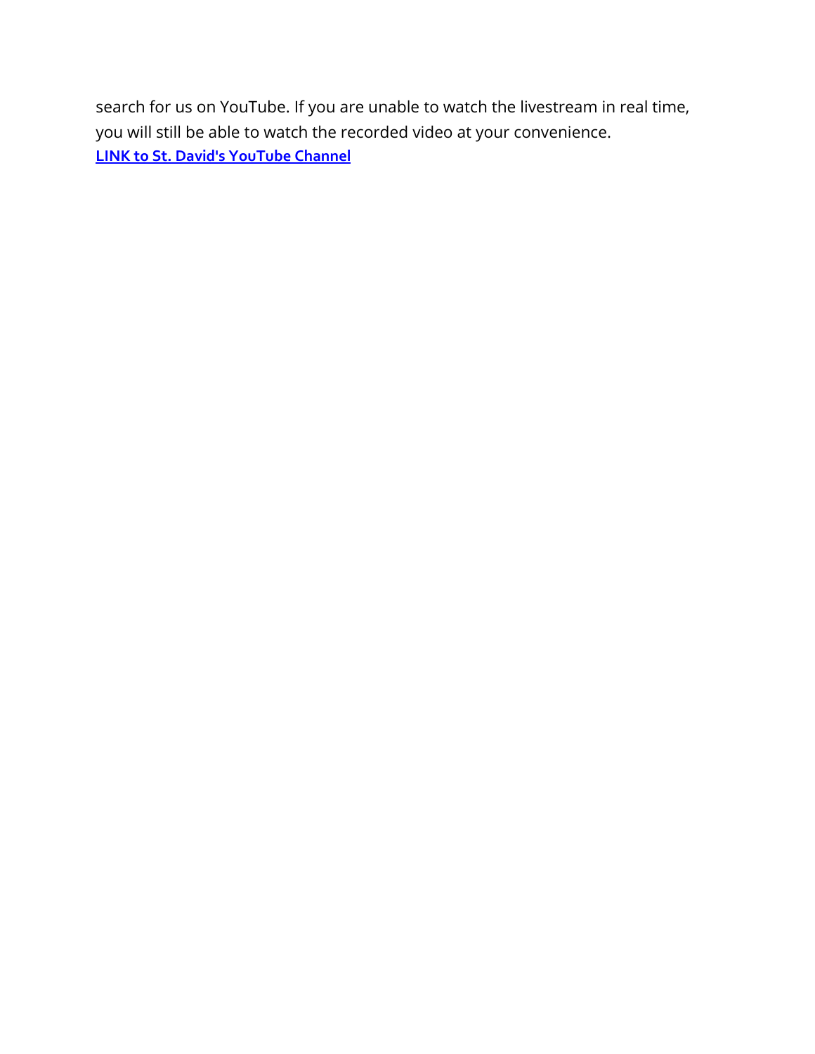search for us on YouTube. If you are unable to watch the livestream in real time, you will still be able to watch the recorded video at your convenience.
**LINK to St. David's YouTube Channel**